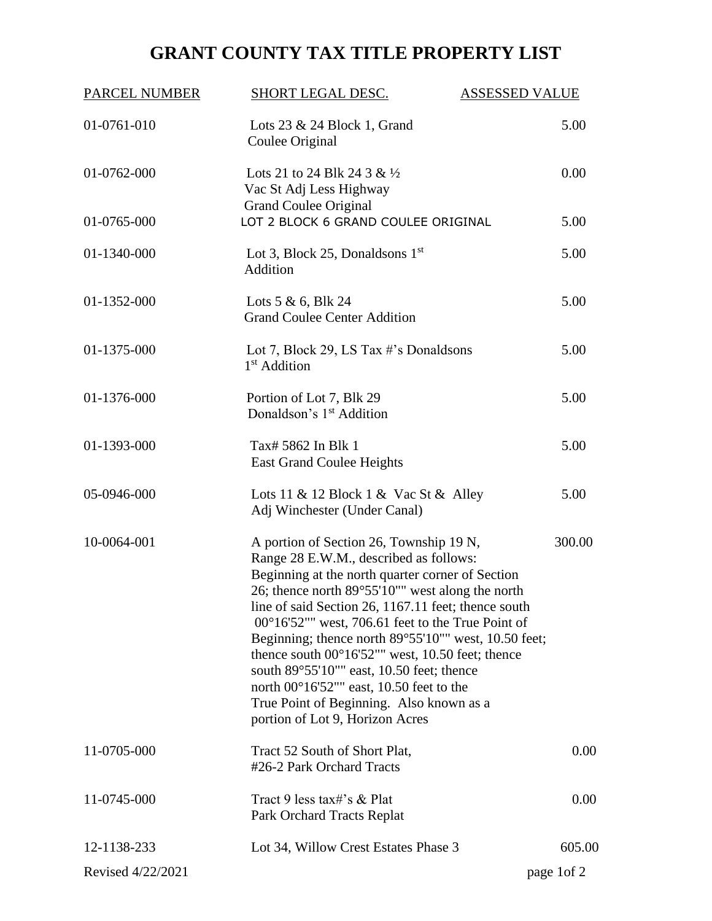# GRANT COUNTY TAX TITLE PROPERTY LIST

| PARCEL NUMBER | SHORT LEGAL DESC. | ASSESSED VALUE |
| --- | --- | --- |
| 01-0761-010 | Lots 23 & 24 Block 1, Grand Coulee Original | 5.00 |
| 01-0762-000 | Lots 21 to 24 Blk 24 3 & ½ Vac St Adj Less Highway Grand Coulee Original | 0.00 |
| 01-0765-000 | LOT 2 BLOCK 6 GRAND COULEE ORIGINAL | 5.00 |
| 01-1340-000 | Lot 3, Block 25, Donaldsons 1st Addition | 5.00 |
| 01-1352-000 | Lots 5 & 6, Blk 24 Grand Coulee Center Addition | 5.00 |
| 01-1375-000 | Lot 7, Block 29, LS Tax #'s Donaldsons 1st Addition | 5.00 |
| 01-1376-000 | Portion of Lot 7, Blk 29 Donaldson's 1st Addition | 5.00 |
| 01-1393-000 | Tax# 5862 In Blk 1 East Grand Coulee Heights | 5.00 |
| 05-0946-000 | Lots 11 & 12 Block 1 & Vac St & Alley Adj Winchester (Under Canal) | 5.00 |
| 10-0064-001 | A portion of Section 26, Township 19 N, Range 28 E.W.M., described as follows: Beginning at the north quarter corner of Section 26; thence north 89°55'10"" west along the north line of said Section 26, 1167.11 feet; thence south 00°16'52"" west, 706.61 feet to the True Point of Beginning; thence north 89°55'10"" west, 10.50 feet; thence south 00°16'52"" west, 10.50 feet; thence south 89°55'10"" east, 10.50 feet; thence north 00°16'52"" east, 10.50 feet to the True Point of Beginning. Also known as a portion of Lot 9, Horizon Acres | 300.00 |
| 11-0705-000 | Tract 52 South of Short Plat, #26-2 Park Orchard Tracts | 0.00 |
| 11-0745-000 | Tract 9 less tax#'s & Plat Park Orchard Tracts Replat | 0.00 |
| 12-1138-233 | Lot 34, Willow Crest Estates Phase 3 | 605.00 |

Revised 4/22/2021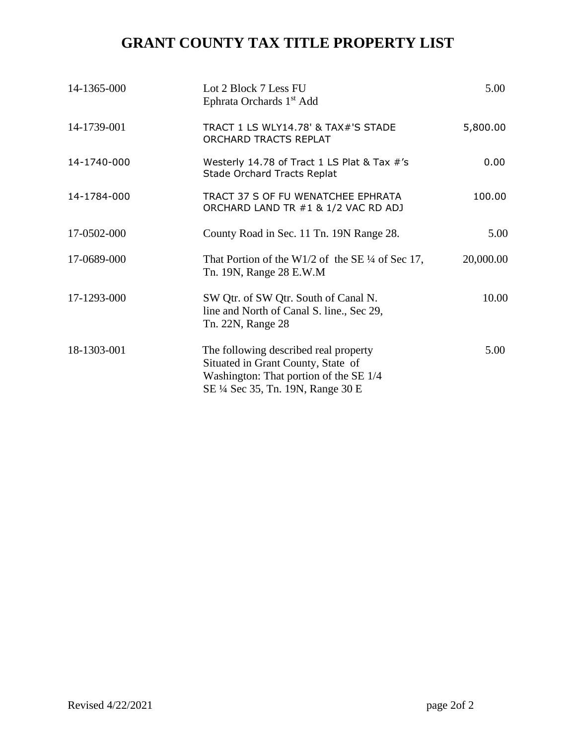# GRANT COUNTY TAX TITLE PROPERTY LIST

| | | |
|---|---|---|
| 14-1365-000 | Lot 2 Block 7 Less FU<br>Ephrata Orchards 1st Add | 5.00 |
| 14-1739-001 | TRACT 1 LS WLY14.78' & TAX#'S STADE ORCHARD TRACTS REPLAT | 5,800.00 |
| 14-1740-000 | Westerly 14.78 of Tract 1 LS Plat & Tax #'s Stade Orchard Tracts Replat | 0.00 |
| 14-1784-000 | TRACT 37 S OF FU WENATCHEE EPHRATA ORCHARD LAND TR #1 & 1/2 VAC RD ADJ | 100.00 |
| 17-0502-000 | County Road in Sec. 11 Tn. 19N Range 28. | 5.00 |
| 17-0689-000 | That Portion of the W1/2 of the SE ¼ of Sec 17, Tn. 19N, Range 28 E.W.M | 20,000.00 |
| 17-1293-000 | SW Qtr. of SW Qtr. South of Canal N. line and North of Canal S. line., Sec 29, Tn. 22N, Range 28 | 10.00 |
| 18-1303-001 | The following described real property Situated in Grant County, State of Washington: That portion of the SE 1/4 SE ¼ Sec 35, Tn. 19N, Range 30 E | 5.00 |

Revised 4/22/2021